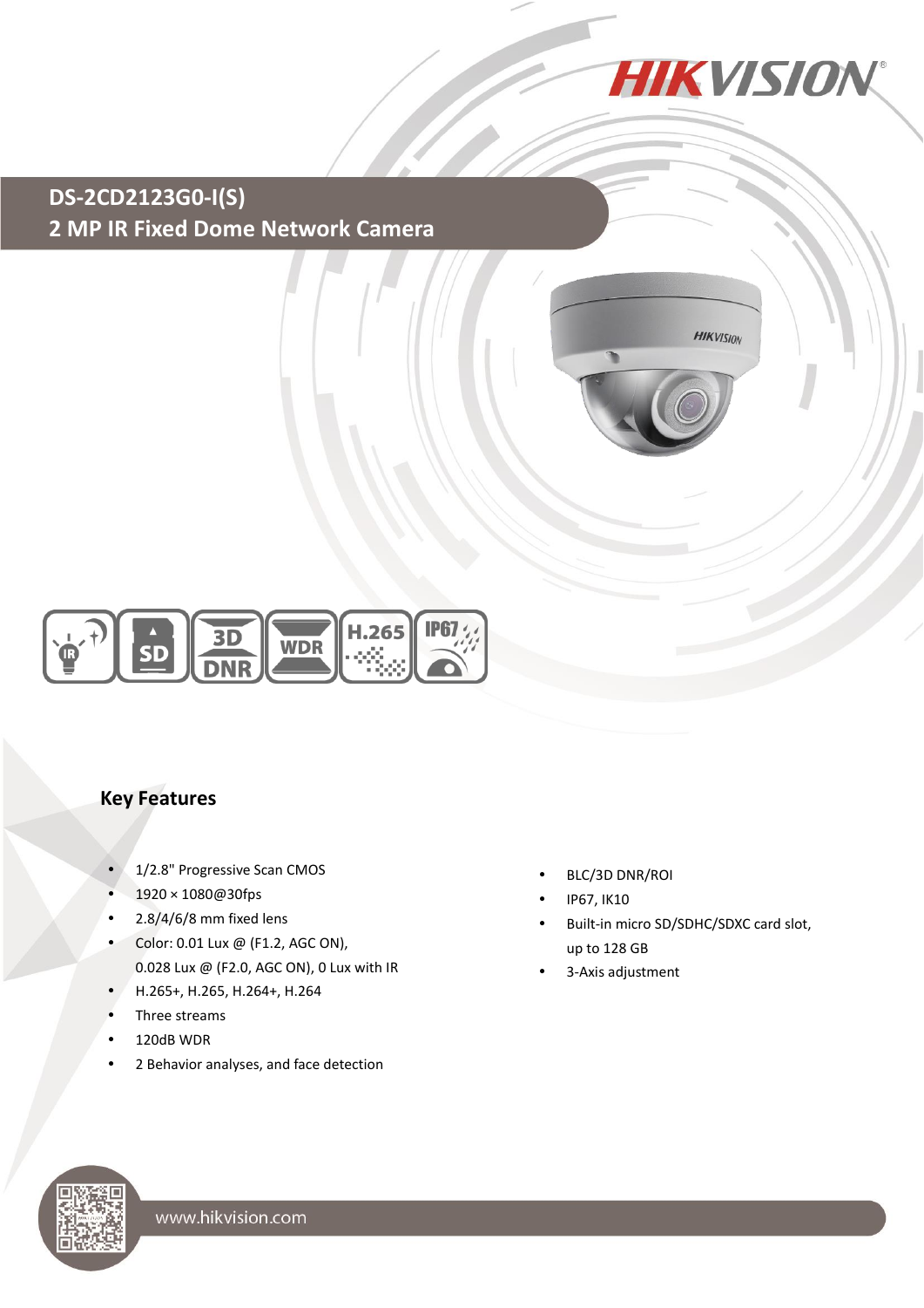# DS-2CD2123G0-I(S)

## 2 MP IR Fixed Dome Network Camera

### Key Features

- 1/2.8" Progressive Scan CMOS
- 1920 × 1080@30fps
- 2.8/4/6/8 mm fixed lens
- Color: 0.01 Lux @ (F1.2, AGC ON), 0.028 Lux @ (F2.0, AGC ON), 0 Lux with IR
- H.265+, H.265, H.264+, H.264
- Three streams
- 120dB WDR
- 2 Behavior analyses, and face detection
- BLC/3D DNR/ROI
- IP67, IK10
- Built-in micro SD/SDHC/SDXC card slot, up to 128 GB
- 3-Axis adjustment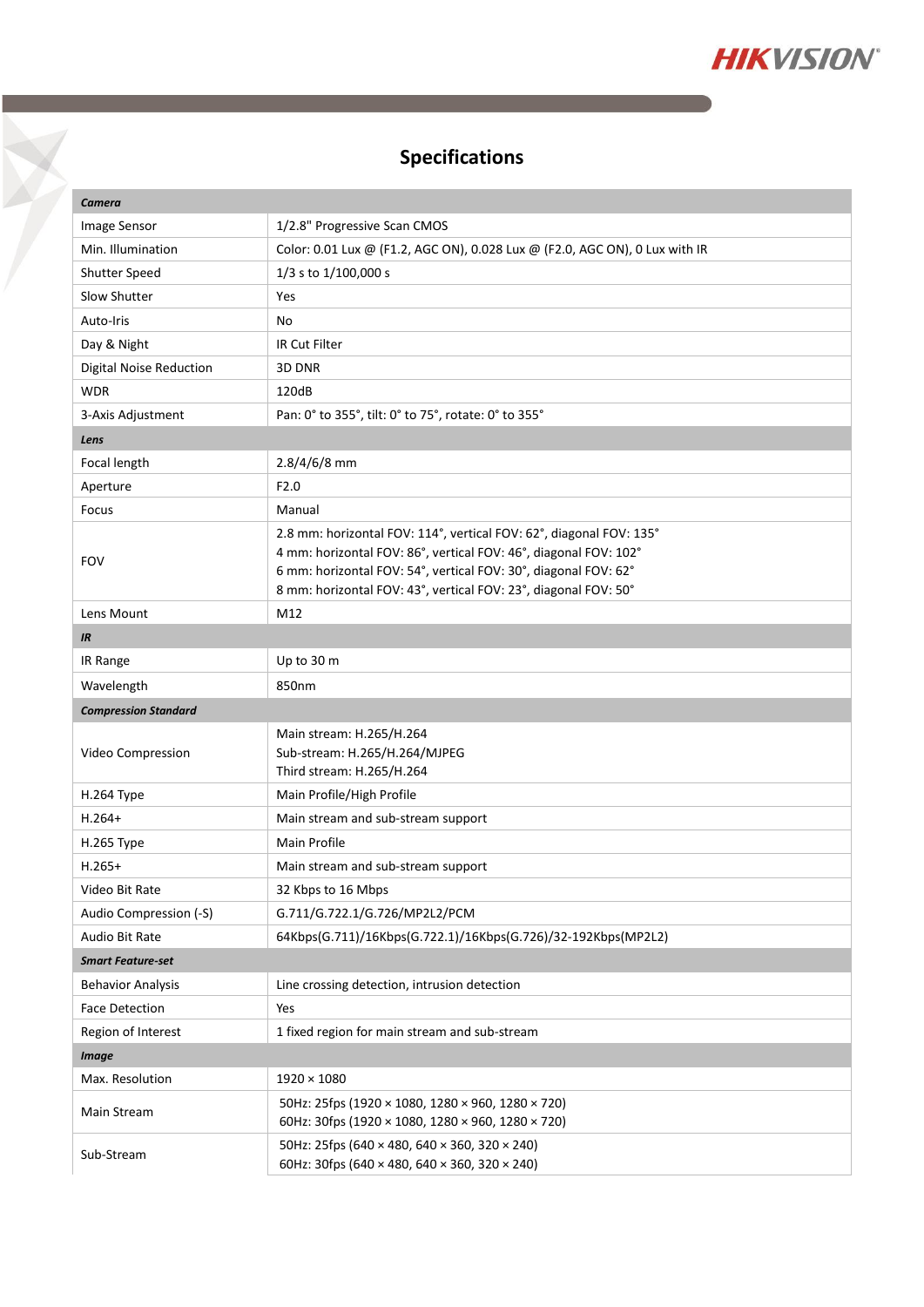## Specifications

| | |
|---|---|
| ***Camera*** | |
| Image Sensor | 1/2.8" Progressive Scan CMOS |
| Min. Illumination | Color: 0.01 Lux @ (F1.2, AGC ON), 0.028 Lux @ (F2.0, AGC ON), 0 Lux with IR |
| Shutter Speed | 1/3 s to 1/100,000 s |
| Slow Shutter | Yes |
| Auto-Iris | No |
| Day & Night | IR Cut Filter |
| Digital Noise Reduction | 3D DNR |
| WDR | 120dB |
| 3-Axis Adjustment | Pan: 0° to 355°, tilt: 0° to 75°, rotate: 0° to 355° |
| ***Lens*** | |
| Focal length | 2.8/4/6/8 mm |
| Aperture | F2.0 |
| Focus | Manual |
| FOV | 2.8 mm: horizontal FOV: 114°, vertical FOV: 62°, diagonal FOV: 135°<br>4 mm: horizontal FOV: 86°, vertical FOV: 46°, diagonal FOV: 102°<br>6 mm: horizontal FOV: 54°, vertical FOV: 30°, diagonal FOV: 62°<br>8 mm: horizontal FOV: 43°, vertical FOV: 23°, diagonal FOV: 50° |
| Lens Mount | M12 |
| ***IR*** | |
| IR Range | Up to 30 m |
| Wavelength | 850nm |
| ***Compression Standard*** | |
| Video Compression | Main stream: H.265/H.264<br>Sub-stream: H.265/H.264/MJPEG<br>Third stream: H.265/H.264 |
| H.264 Type | Main Profile/High Profile |
| H.264+ | Main stream and sub-stream support |
| H.265 Type | Main Profile |
| H.265+ | Main stream and sub-stream support |
| Video Bit Rate | 32 Kbps to 16 Mbps |
| Audio Compression (-S) | G.711/G.722.1/G.726/MP2L2/PCM |
| Audio Bit Rate | 64Kbps(G.711)/16Kbps(G.722.1)/16Kbps(G.726)/32-192Kbps(MP2L2) |
| ***Smart Feature-set*** | |
| Behavior Analysis | Line crossing detection, intrusion detection |
| Face Detection | Yes |
| Region of Interest | 1 fixed region for main stream and sub-stream |
| ***Image*** | |
| Max. Resolution | 1920 × 1080 |
| Main Stream | 50Hz: 25fps (1920 × 1080, 1280 × 960, 1280 × 720)<br>60Hz: 30fps (1920 × 1080, 1280 × 960, 1280 × 720) |
| Sub-Stream | 50Hz: 25fps (640 × 480, 640 × 360, 320 × 240)<br>60Hz: 30fps (640 × 480, 640 × 360, 320 × 240) |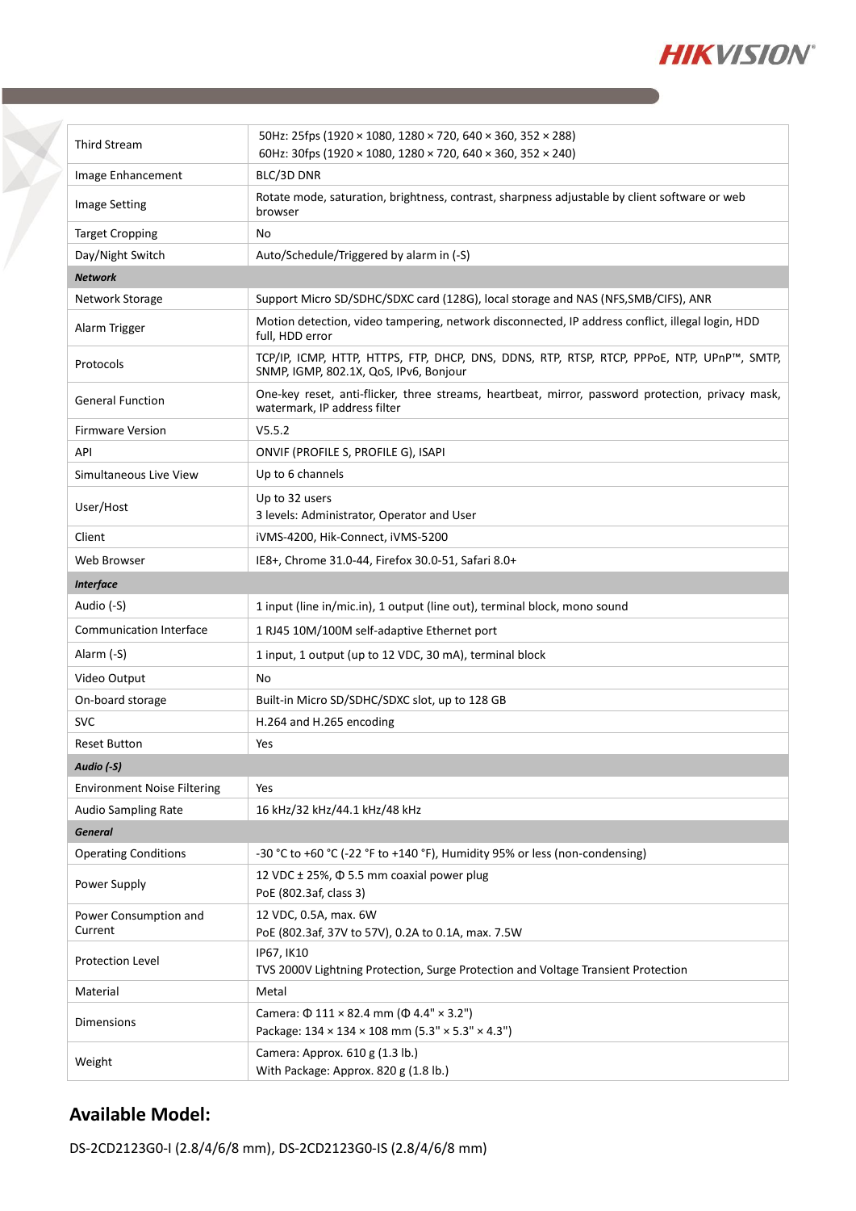| | |
|---|---|
| Third Stream | 50Hz: 25fps (1920 × 1080, 1280 × 720, 640 × 360, 352 × 288)<br>60Hz: 30fps (1920 × 1080, 1280 × 720, 640 × 360, 352 × 240) |
| Image Enhancement | BLC/3D DNR |
| Image Setting | Rotate mode, saturation, brightness, contrast, sharpness adjustable by client software or web browser |
| Target Cropping | No |
| Day/Night Switch | Auto/Schedule/Triggered by alarm in (-S) |
| ***Network*** | |
| Network Storage | Support Micro SD/SDHC/SDXC card (128G), local storage and NAS (NFS,SMB/CIFS), ANR |
| Alarm Trigger | Motion detection, video tampering, network disconnected, IP address conflict, illegal login, HDD full, HDD error |
| Protocols | TCP/IP, ICMP, HTTP, HTTPS, FTP, DHCP, DNS, DDNS, RTP, RTSP, RTCP, PPPoE, NTP, UPnP™, SMTP, SNMP, IGMP, 802.1X, QoS, IPv6, Bonjour |
| General Function | One-key reset, anti-flicker, three streams, heartbeat, mirror, password protection, privacy mask, watermark, IP address filter |
| Firmware Version | V5.5.2 |
| API | ONVIF (PROFILE S, PROFILE G), ISAPI |
| Simultaneous Live View | Up to 6 channels |
| User/Host | Up to 32 users<br>3 levels: Administrator, Operator and User |
| Client | iVMS-4200, Hik-Connect, iVMS-5200 |
| Web Browser | IE8+, Chrome 31.0-44, Firefox 30.0-51, Safari 8.0+ |
| ***Interface*** | |
| Audio (-S) | 1 input (line in/mic.in), 1 output (line out), terminal block, mono sound |
| Communication Interface | 1 RJ45 10M/100M self-adaptive Ethernet port |
| Alarm (-S) | 1 input, 1 output (up to 12 VDC, 30 mA), terminal block |
| Video Output | No |
| On-board storage | Built-in Micro SD/SDHC/SDXC slot, up to 128 GB |
| SVC | H.264 and H.265 encoding |
| Reset Button | Yes |
| ***Audio (-S)*** | |
| Environment Noise Filtering | Yes |
| Audio Sampling Rate | 16 kHz/32 kHz/44.1 kHz/48 kHz |
| ***General*** | |
| Operating Conditions | -30 °C to +60 °C (-22 °F to +140 °F), Humidity 95% or less (non-condensing) |
| Power Supply | 12 VDC ± 25%, Φ 5.5 mm coaxial power plug<br>PoE (802.3af, class 3) |
| Power Consumption and Current | 12 VDC, 0.5A, max. 6W<br>PoE (802.3af, 37V to 57V), 0.2A to 0.1A, max. 7.5W |
| Protection Level | IP67, IK10<br>TVS 2000V Lightning Protection, Surge Protection and Voltage Transient Protection |
| Material | Metal |
| Dimensions | Camera: Φ 111 × 82.4 mm (Φ 4.4" × 3.2")<br>Package: 134 × 134 × 108 mm (5.3" × 5.3" × 4.3") |
| Weight | Camera: Approx. 610 g (1.3 lb.)<br>With Package: Approx. 820 g (1.8 lb.) |

## Available Model:

DS-2CD2123G0-I (2.8/4/6/8 mm), DS-2CD2123G0-IS (2.8/4/6/8 mm)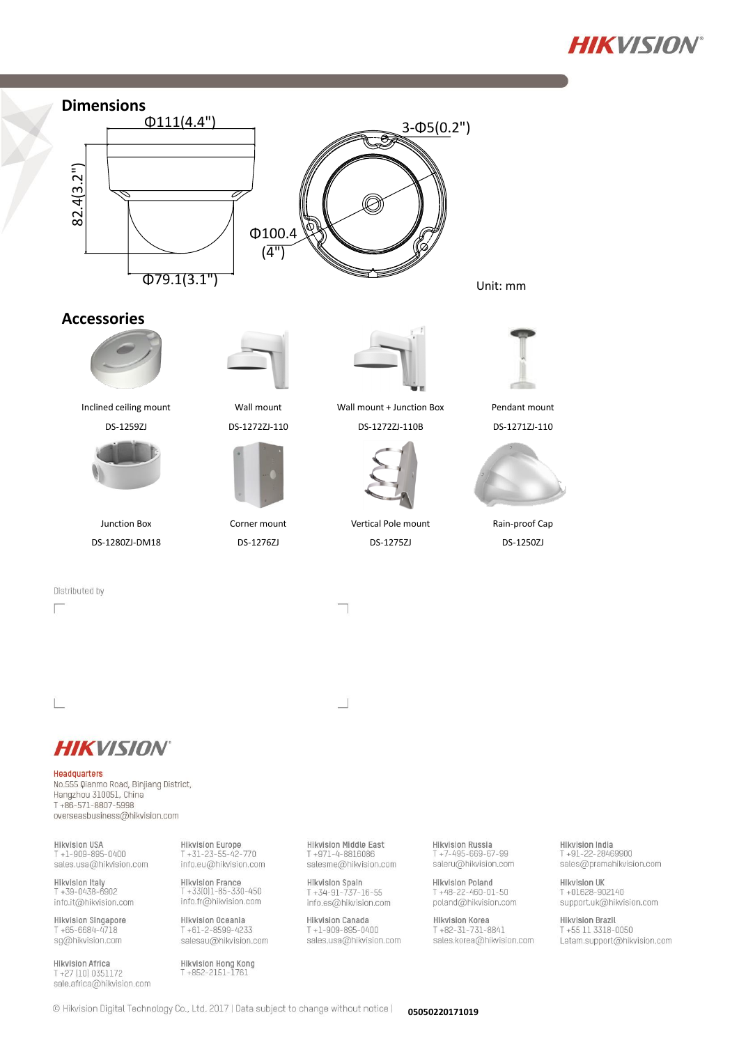## Dimensions

Φ111(4.4")

3-Φ5(0.2")

82.4(3.2")

Φ100.4 (4")

Φ79.1(3.1")

Unit: mm

## Accessories

| | | | |
|---|---|---|---|
| Inclined ceiling mount | Wall mount | Wall mount + Junction Box | Pendant mount |
| DS-1259ZJ | DS-1272ZJ-110 | DS-1272ZJ-110B | DS-1271ZJ-110 |
| Junction Box | Corner mount | Vertical Pole mount | Rain-proof Cap |
| DS-1280ZJ-DM18 | DS-1276ZJ | DS-1275ZJ | DS-1250ZJ |

Distributed by

**HIKVISION**

Headquarters
No.555 Qianmo Road, Binjiang District,
Hangzhou 310051, China
T +86-571-8807-5998
overseasbusiness@hikvision.com

Hikvision USA
T +1-909-895-0400
sales.usa@hikvision.com

Hikvision Europe
T +31-23-55-42-770
info.eu@hikvision.com

Hikvision Middle East
T +971-4-8816086
salesme@hikvision.com

Hikvision Russia
T +7-495-669-67-99
saleru@hikvision.com

Hikvision India
T +91-22-28469900
sales@pramahikvision.com

Hikvision Italy
T +39-0438-6902
info.it@hikvision.com

Hikvision France
T +33(0)1-85-330-450
info.fr@hikvision.com

Hikvision Spain
T +34-91-737-16-55
info.es@hikvision.com

Hikvision Poland
T +48-22-460-01-50
poland@hikvision.com

Hikvision UK
T +01628-902140
support.uk@hikvision.com

Hikvision Singapore
T +65-6684-4718
sg@hikvision.com

Hikvision Oceania
T +61-2-8599-4233
salesau@hikvision.com

Hikvision Canada
T +1-909-895-0400
sales.usa@hikvision.com

Hikvision Korea
T +82-31-731-8841
sales.korea@hikvision.com

Hikvision Brazil
T +55 11 3318-0050
Latam.support@hikvision.com

Hikvision Africa
T +27 (10) 0351172
sale.africa@hikvision.com

Hikvision Hong Kong
T +852-2151-1761

© Hikvision Digital Technology Co., Ltd. 2017 | Data subject to change without notice | **05050220171019**